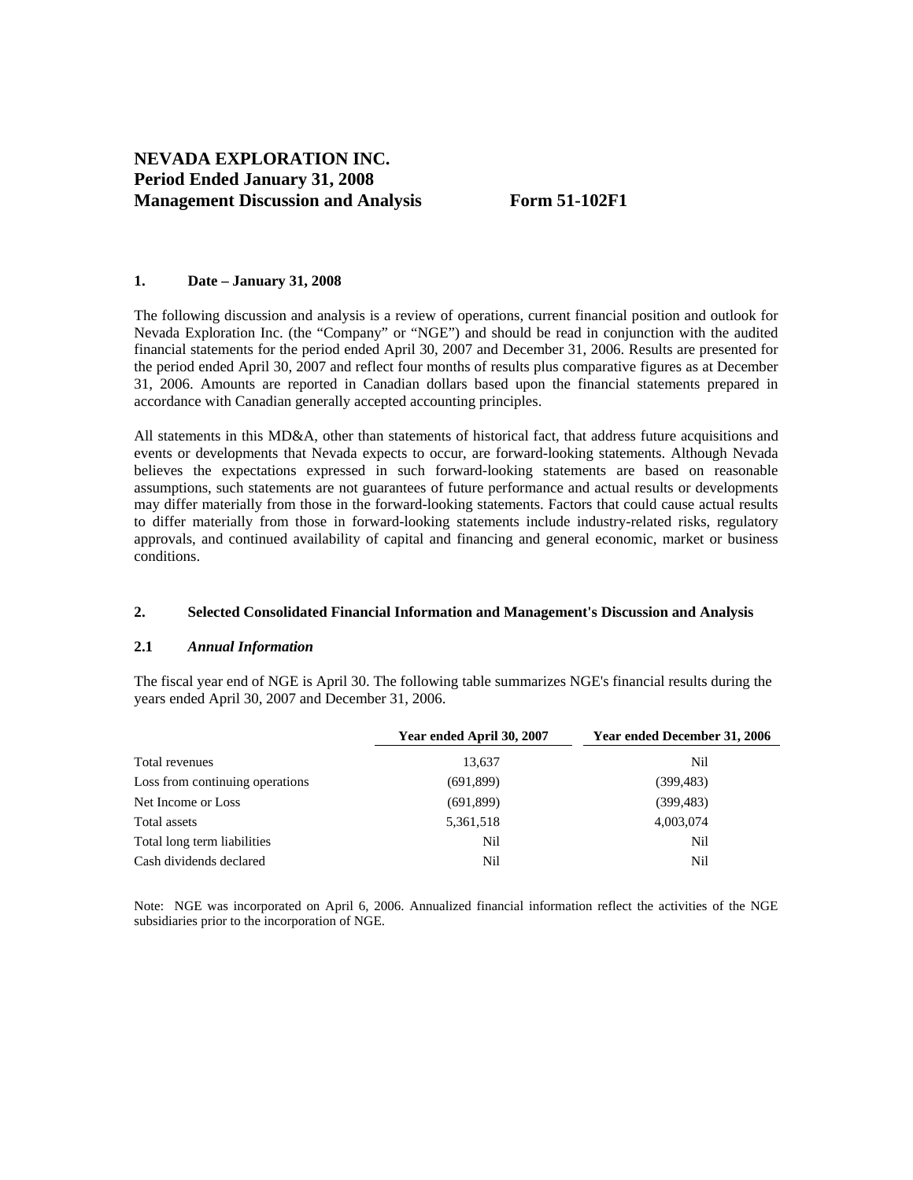# NEVADA EXPLORATION INC.
# Period Ended January 31, 2008
# Management Discussion and Analysis Form 51-102F1

## 1. Date – January 31, 2008

The following discussion and analysis is a review of operations, current financial position and outlook for Nevada Exploration Inc. (the "Company" or "NGE") and should be read in conjunction with the audited financial statements for the period ended April 30, 2007 and December 31, 2006. Results are presented for the period ended April 30, 2007 and reflect four months of results plus comparative figures as at December 31, 2006. Amounts are reported in Canadian dollars based upon the financial statements prepared in accordance with Canadian generally accepted accounting principles.

All statements in this MD&A, other than statements of historical fact, that address future acquisitions and events or developments that Nevada expects to occur, are forward-looking statements. Although Nevada believes the expectations expressed in such forward-looking statements are based on reasonable assumptions, such statements are not guarantees of future performance and actual results or developments may differ materially from those in the forward-looking statements. Factors that could cause actual results to differ materially from those in forward-looking statements include industry-related risks, regulatory approvals, and continued availability of capital and financing and general economic, market or business conditions.

## 2. Selected Consolidated Financial Information and Management's Discussion and Analysis

### 2.1 *Annual Information*

The fiscal year end of NGE is April 30. The following table summarizes NGE's financial results during the years ended April 30, 2007 and December 31, 2006.

| | Year ended April 30, 2007 | Year ended December 31, 2006 |
|---|---|---|
| Total revenues | 13,637 | Nil |
| Loss from continuing operations | (691,899) | (399,483) |
| Net Income or Loss | (691,899) | (399,483) |
| Total assets | 5,361,518 | 4,003,074 |
| Total long term liabilities | Nil | Nil |
| Cash dividends declared | Nil | Nil |

Note: NGE was incorporated on April 6, 2006. Annualized financial information reflect the activities of the NGE subsidiaries prior to the incorporation of NGE.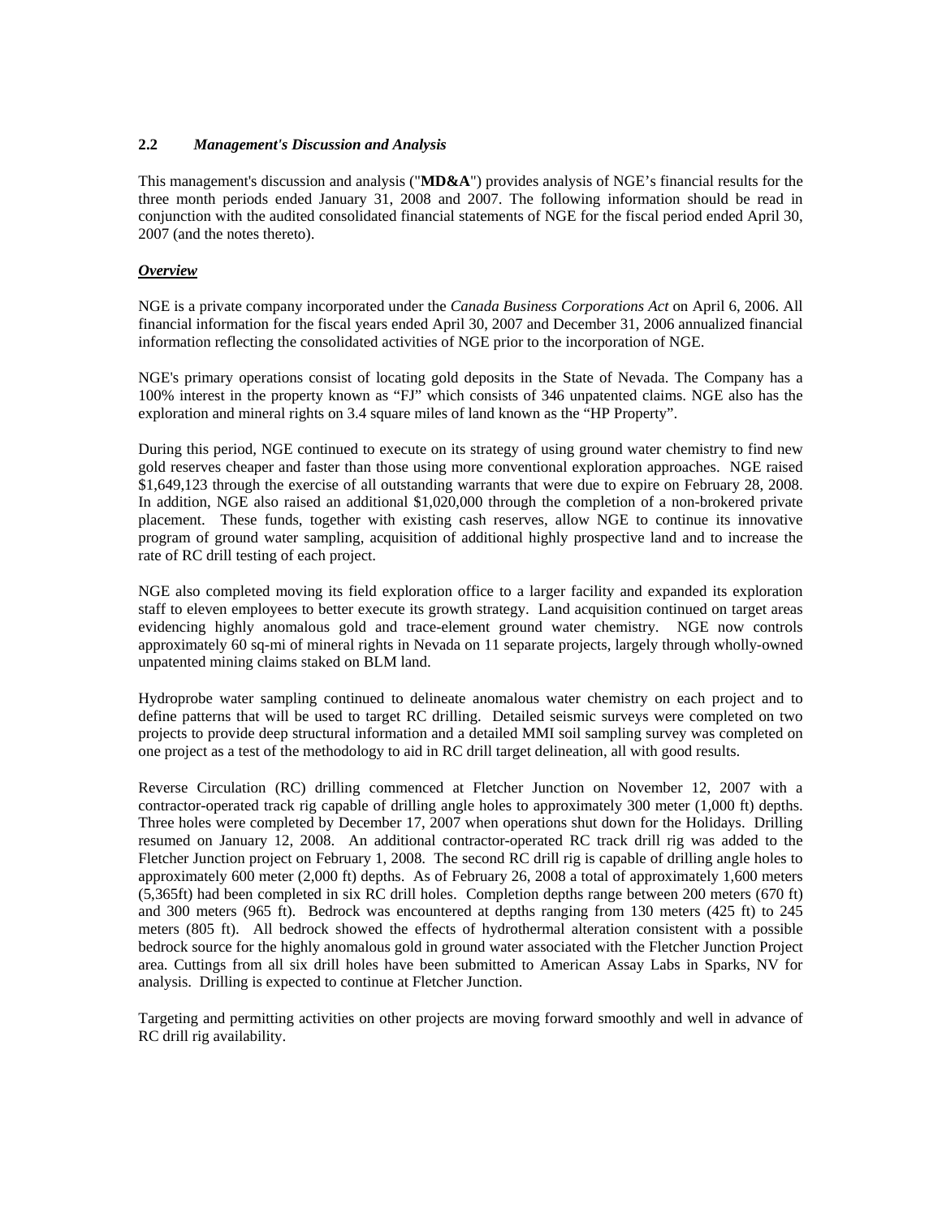## 2.2 *Management's Discussion and Analysis*

This management's discussion and analysis ("**MD&A**") provides analysis of NGE's financial results for the three month periods ended January 31, 2008 and 2007. The following information should be read in conjunction with the audited consolidated financial statements of NGE for the fiscal period ended April 30, 2007 (and the notes thereto).

***Overview***

NGE is a private company incorporated under the *Canada Business Corporations Act* on April 6, 2006. All financial information for the fiscal years ended April 30, 2007 and December 31, 2006 annualized financial information reflecting the consolidated activities of NGE prior to the incorporation of NGE.

NGE's primary operations consist of locating gold deposits in the State of Nevada. The Company has a 100% interest in the property known as "FJ" which consists of 346 unpatented claims. NGE also has the exploration and mineral rights on 3.4 square miles of land known as the "HP Property".

During this period, NGE continued to execute on its strategy of using ground water chemistry to find new gold reserves cheaper and faster than those using more conventional exploration approaches. NGE raised $1,649,123 through the exercise of all outstanding warrants that were due to expire on February 28, 2008. In addition, NGE also raised an additional $1,020,000 through the completion of a non-brokered private placement. These funds, together with existing cash reserves, allow NGE to continue its innovative program of ground water sampling, acquisition of additional highly prospective land and to increase the rate of RC drill testing of each project.

NGE also completed moving its field exploration office to a larger facility and expanded its exploration staff to eleven employees to better execute its growth strategy. Land acquisition continued on target areas evidencing highly anomalous gold and trace-element ground water chemistry. NGE now controls approximately 60 sq-mi of mineral rights in Nevada on 11 separate projects, largely through wholly-owned unpatented mining claims staked on BLM land.

Hydroprobe water sampling continued to delineate anomalous water chemistry on each project and to define patterns that will be used to target RC drilling. Detailed seismic surveys were completed on two projects to provide deep structural information and a detailed MMI soil sampling survey was completed on one project as a test of the methodology to aid in RC drill target delineation, all with good results.

Reverse Circulation (RC) drilling commenced at Fletcher Junction on November 12, 2007 with a contractor-operated track rig capable of drilling angle holes to approximately 300 meter (1,000 ft) depths. Three holes were completed by December 17, 2007 when operations shut down for the Holidays. Drilling resumed on January 12, 2008. An additional contractor-operated RC track drill rig was added to the Fletcher Junction project on February 1, 2008. The second RC drill rig is capable of drilling angle holes to approximately 600 meter (2,000 ft) depths. As of February 26, 2008 a total of approximately 1,600 meters (5,365ft) had been completed in six RC drill holes. Completion depths range between 200 meters (670 ft) and 300 meters (965 ft). Bedrock was encountered at depths ranging from 130 meters (425 ft) to 245 meters (805 ft). All bedrock showed the effects of hydrothermal alteration consistent with a possible bedrock source for the highly anomalous gold in ground water associated with the Fletcher Junction Project area. Cuttings from all six drill holes have been submitted to American Assay Labs in Sparks, NV for analysis. Drilling is expected to continue at Fletcher Junction.

Targeting and permitting activities on other projects are moving forward smoothly and well in advance of RC drill rig availability.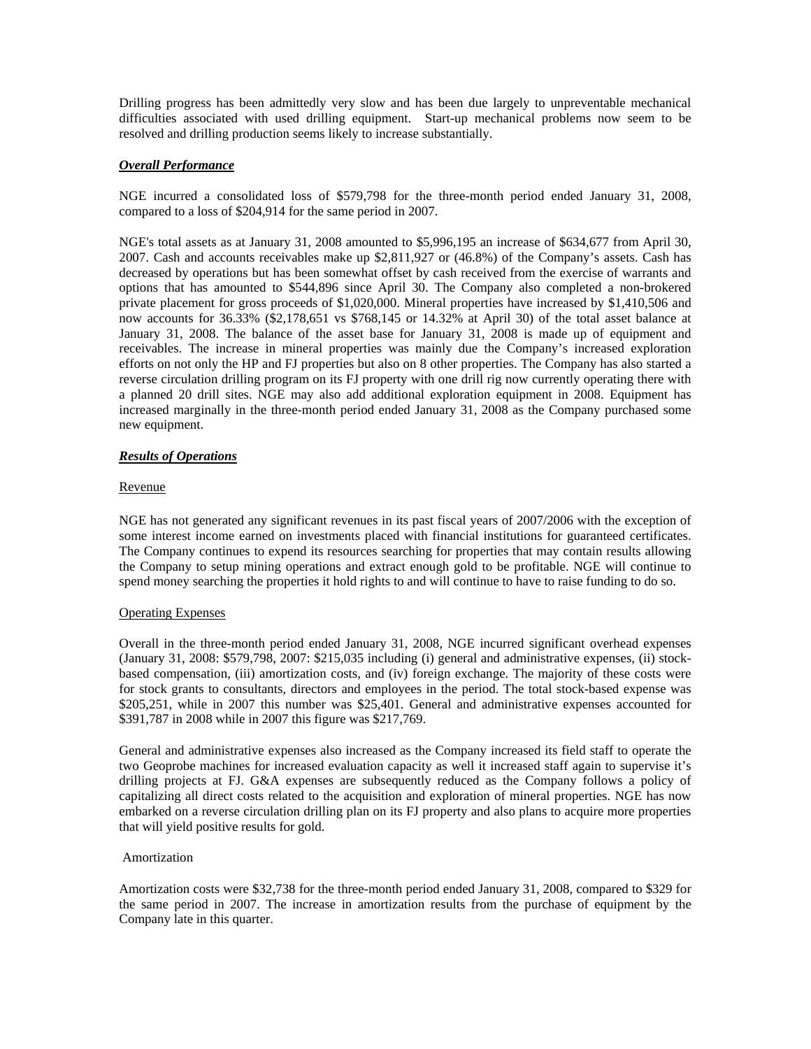Drilling progress has been admittedly very slow and has been due largely to unpreventable mechanical difficulties associated with used drilling equipment. Start-up mechanical problems now seem to be resolved and drilling production seems likely to increase substantially.

### ***Overall Performance***

NGE incurred a consolidated loss of $579,798 for the three-month period ended January 31, 2008, compared to a loss of $204,914 for the same period in 2007.

NGE's total assets as at January 31, 2008 amounted to $5,996,195 an increase of $634,677 from April 30, 2007. Cash and accounts receivables make up $2,811,927 or (46.8%) of the Company's assets. Cash has decreased by operations but has been somewhat offset by cash received from the exercise of warrants and options that has amounted to $544,896 since April 30. The Company also completed a non-brokered private placement for gross proceeds of $1,020,000. Mineral properties have increased by $1,410,506 and now accounts for 36.33% ($2,178,651 vs $768,145 or 14.32% at April 30) of the total asset balance at January 31, 2008. The balance of the asset base for January 31, 2008 is made up of equipment and receivables. The increase in mineral properties was mainly due the Company's increased exploration efforts on not only the HP and FJ properties but also on 8 other properties. The Company has also started a reverse circulation drilling program on its FJ property with one drill rig now currently operating there with a planned 20 drill sites. NGE may also add additional exploration equipment in 2008. Equipment has increased marginally in the three-month period ended January 31, 2008 as the Company purchased some new equipment.

### ***Results of Operations***

#### Revenue

NGE has not generated any significant revenues in its past fiscal years of 2007/2006 with the exception of some interest income earned on investments placed with financial institutions for guaranteed certificates. The Company continues to expend its resources searching for properties that may contain results allowing the Company to setup mining operations and extract enough gold to be profitable. NGE will continue to spend money searching the properties it hold rights to and will continue to have to raise funding to do so.

#### Operating Expenses

Overall in the three-month period ended January 31, 2008, NGE incurred significant overhead expenses (January 31, 2008: $579,798, 2007: $215,035 including (i) general and administrative expenses, (ii) stock-based compensation, (iii) amortization costs, and (iv) foreign exchange. The majority of these costs were for stock grants to consultants, directors and employees in the period. The total stock-based expense was $205,251, while in 2007 this number was $25,401. General and administrative expenses accounted for $391,787 in 2008 while in 2007 this figure was $217,769.

General and administrative expenses also increased as the Company increased its field staff to operate the two Geoprobe machines for increased evaluation capacity as well it increased staff again to supervise it's drilling projects at FJ. G&A expenses are subsequently reduced as the Company follows a policy of capitalizing all direct costs related to the acquisition and exploration of mineral properties. NGE has now embarked on a reverse circulation drilling plan on its FJ property and also plans to acquire more properties that will yield positive results for gold.

#### Amortization

Amortization costs were $32,738 for the three-month period ended January 31, 2008, compared to $329 for the same period in 2007. The increase in amortization results from the purchase of equipment by the Company late in this quarter.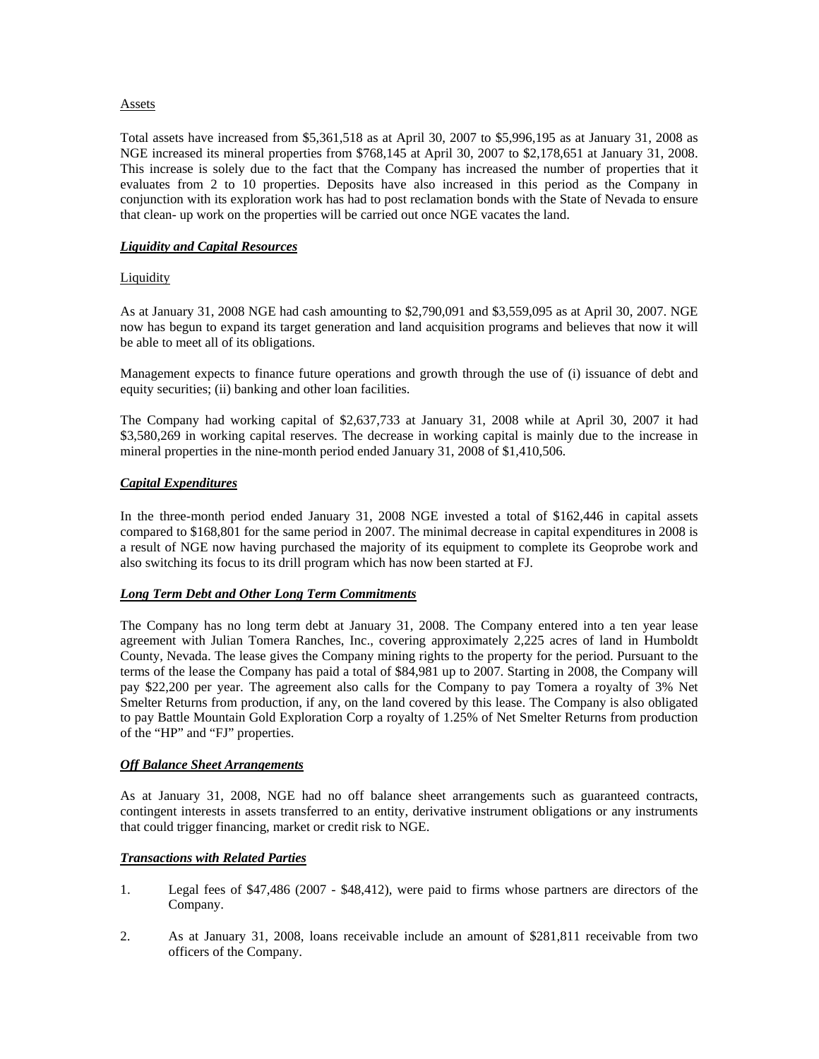Assets

Total assets have increased from $5,361,518 as at April 30, 2007 to $5,996,195 as at January 31, 2008 as NGE increased its mineral properties from $768,145 at April 30, 2007 to $2,178,651 at January 31, 2008. This increase is solely due to the fact that the Company has increased the number of properties that it evaluates from 2 to 10 properties. Deposits have also increased in this period as the Company in conjunction with its exploration work has had to post reclamation bonds with the State of Nevada to ensure that clean- up work on the properties will be carried out once NGE vacates the land.

***Liquidity and Capital Resources***

Liquidity

As at January 31, 2008 NGE had cash amounting to $2,790,091 and $3,559,095 as at April 30, 2007. NGE now has begun to expand its target generation and land acquisition programs and believes that now it will be able to meet all of its obligations.

Management expects to finance future operations and growth through the use of (i) issuance of debt and equity securities; (ii) banking and other loan facilities.

The Company had working capital of $2,637,733 at January 31, 2008 while at April 30, 2007 it had $3,580,269 in working capital reserves. The decrease in working capital is mainly due to the increase in mineral properties in the nine-month period ended January 31, 2008 of $1,410,506.

***Capital Expenditures***

In the three-month period ended January 31, 2008 NGE invested a total of $162,446 in capital assets compared to $168,801 for the same period in 2007. The minimal decrease in capital expenditures in 2008 is a result of NGE now having purchased the majority of its equipment to complete its Geoprobe work and also switching its focus to its drill program which has now been started at FJ.

***Long Term Debt and Other Long Term Commitments***

The Company has no long term debt at January 31, 2008. The Company entered into a ten year lease agreement with Julian Tomera Ranches, Inc., covering approximately 2,225 acres of land in Humboldt County, Nevada. The lease gives the Company mining rights to the property for the period. Pursuant to the terms of the lease the Company has paid a total of $84,981 up to 2007. Starting in 2008, the Company will pay $22,200 per year. The agreement also calls for the Company to pay Tomera a royalty of 3% Net Smelter Returns from production, if any, on the land covered by this lease. The Company is also obligated to pay Battle Mountain Gold Exploration Corp a royalty of 1.25% of Net Smelter Returns from production of the "HP" and "FJ" properties.

***Off Balance Sheet Arrangements***

As at January 31, 2008, NGE had no off balance sheet arrangements such as guaranteed contracts, contingent interests in assets transferred to an entity, derivative instrument obligations or any instruments that could trigger financing, market or credit risk to NGE.

***Transactions with Related Parties***

1. Legal fees of $47,486 (2007 - $48,412), were paid to firms whose partners are directors of the Company.

2. As at January 31, 2008, loans receivable include an amount of $281,811 receivable from two officers of the Company.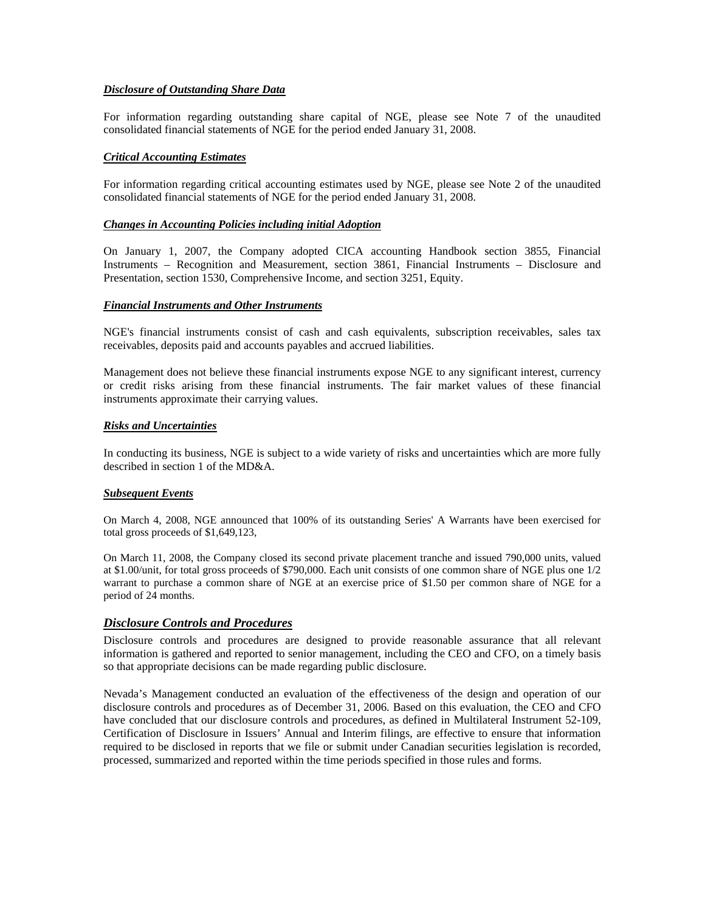### ***Disclosure of Outstanding Share Data***

For information regarding outstanding share capital of NGE, please see Note 7 of the unaudited consolidated financial statements of NGE for the period ended January 31, 2008.

### ***Critical Accounting Estimates***

For information regarding critical accounting estimates used by NGE, please see Note 2 of the unaudited consolidated financial statements of NGE for the period ended January 31, 2008.

### ***Changes in Accounting Policies including initial Adoption***

On January 1, 2007, the Company adopted CICA accounting Handbook section 3855, Financial Instruments – Recognition and Measurement, section 3861, Financial Instruments – Disclosure and Presentation, section 1530, Comprehensive Income, and section 3251, Equity.

### ***Financial Instruments and Other Instruments***

NGE's financial instruments consist of cash and cash equivalents, subscription receivables, sales tax receivables, deposits paid and accounts payables and accrued liabilities.

Management does not believe these financial instruments expose NGE to any significant interest, currency or credit risks arising from these financial instruments. The fair market values of these financial instruments approximate their carrying values.

### ***Risks and Uncertainties***

In conducting its business, NGE is subject to a wide variety of risks and uncertainties which are more fully described in section 1 of the MD&A.

### ***Subsequent Events***

On March 4, 2008, NGE announced that 100% of its outstanding Series' A Warrants have been exercised for total gross proceeds of $1,649,123,

On March 11, 2008, the Company closed its second private placement tranche and issued 790,000 units, valued at $1.00/unit, for total gross proceeds of $790,000. Each unit consists of one common share of NGE plus one 1/2 warrant to purchase a common share of NGE at an exercise price of $1.50 per common share of NGE for a period of 24 months.

### ***Disclosure Controls and Procedures***

Disclosure controls and procedures are designed to provide reasonable assurance that all relevant information is gathered and reported to senior management, including the CEO and CFO, on a timely basis so that appropriate decisions can be made regarding public disclosure.

Nevada's Management conducted an evaluation of the effectiveness of the design and operation of our disclosure controls and procedures as of December 31, 2006. Based on this evaluation, the CEO and CFO have concluded that our disclosure controls and procedures, as defined in Multilateral Instrument 52-109, Certification of Disclosure in Issuers' Annual and Interim filings, are effective to ensure that information required to be disclosed in reports that we file or submit under Canadian securities legislation is recorded, processed, summarized and reported within the time periods specified in those rules and forms.